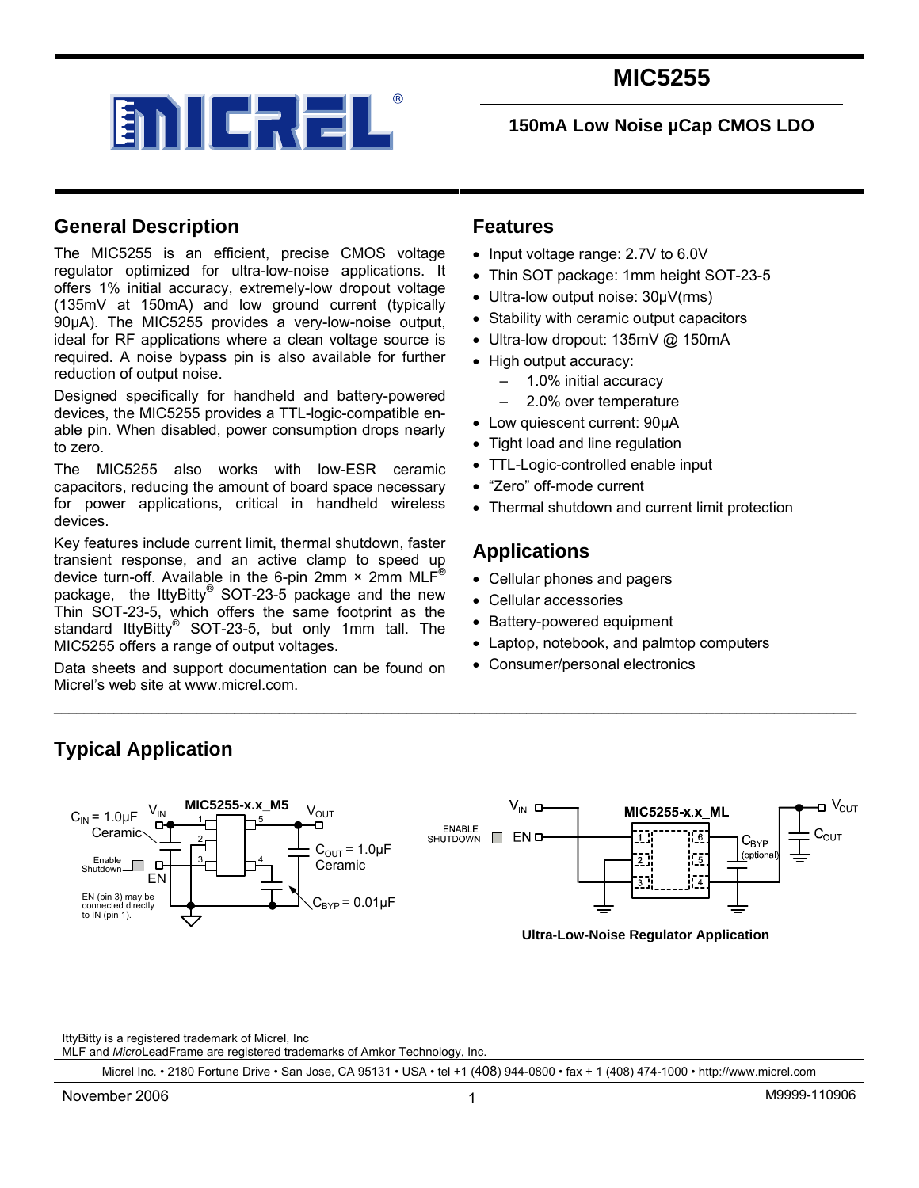# MIC5255

## 150mA Low Noise μCap CMOS LDO

## General Description

The MIC5255 is an efficient, precise CMOS voltage regulator optimized for ultra-low-noise applications. It offers 1% initial accuracy, extremely-low dropout voltage (135mV at 150mA) and low ground current (typically 90μA). The MIC5255 provides a very-low-noise output, ideal for RF applications where a clean voltage source is required. A noise bypass pin is also available for further reduction of output noise.

Designed specifically for handheld and battery-powered devices, the MIC5255 provides a TTL-logic-compatible enable pin. When disabled, power consumption drops nearly to zero.

The MIC5255 also works with low-ESR ceramic capacitors, reducing the amount of board space necessary for power applications, critical in handheld wireless devices.

Key features include current limit, thermal shutdown, faster transient response, and an active clamp to speed up device turn-off. Available in the 6-pin 2mm × 2mm MLF® package, the IttyBitty® SOT-23-5 package and the new Thin SOT-23-5, which offers the same footprint as the standard IttyBitty® SOT-23-5, but only 1mm tall. The MIC5255 offers a range of output voltages.

Data sheets and support documentation can be found on Micrel's web site at www.micrel.com.

## Features

- Input voltage range: 2.7V to 6.0V
- Thin SOT package: 1mm height SOT-23-5
- Ultra-low output noise: 30μV(rms)
- Stability with ceramic output capacitors
- Ultra-low dropout: 135mV @ 150mA
- High output accuracy:
  - 1.0% initial accuracy
  - 2.0% over temperature
- Low quiescent current: 90μA
- Tight load and line regulation
- TTL-Logic-controlled enable input
- "Zero" off-mode current
- Thermal shutdown and current limit protection

## Applications

- Cellular phones and pagers
- Cellular accessories
- Battery-powered equipment
- Laptop, notebook, and palmtop computers
- Consumer/personal electronics

## Typical Application

MIC5255-x.x_M5: $C_{IN}$ = 1.0μF Ceramic; $V_{IN}$; Enable/Shutdown EN; $V_{OUT}$; $C_{OUT}$ = 1.0μF Ceramic; $C_{BYP}$ = 0.01μF. EN (pin 3) may be connected directly to IN (pin 1).

MIC5255-x.x_ML: $V_{IN}$; ENABLE/SHUTDOWN EN; $C_{BYP}$ (optional); $C_{OUT}$; $V_{OUT}$

**Ultra-Low-Noise Regulator Application**

IttyBitty is a registered trademark of Micrel, Inc
MLF and *Micro*LeadFrame are registered trademarks of Amkor Technology, Inc.

Micrel Inc. • 2180 Fortune Drive • San Jose, CA 95131 • USA • tel +1 (408) 944-0800 • fax + 1 (408) 474-1000 • http://www.micrel.com

November 2006 M9999-110906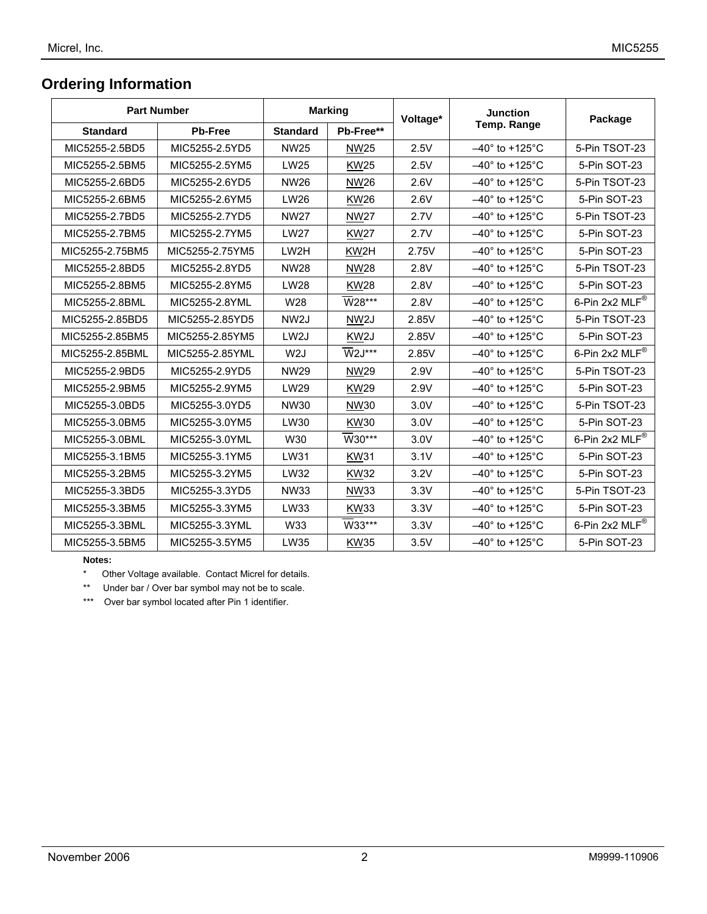## Ordering Information

| Part Number | | Marking | | Voltage* | Junction Temp. Range | Package |
|---|---|---|---|---|---|---|
| Standard | Pb-Free | Standard | Pb-Free** | | | |
| MIC5255-2.5BD5 | MIC5255-2.5YD5 | NW25 | <u>NW</u>25 | 2.5V | –40° to +125°C | 5-Pin TSOT-23 |
| MIC5255-2.5BM5 | MIC5255-2.5YM5 | LW25 | <u>KW</u>25 | 2.5V | –40° to +125°C | 5-Pin SOT-23 |
| MIC5255-2.6BD5 | MIC5255-2.6YD5 | NW26 | <u>NW</u>26 | 2.6V | –40° to +125°C | 5-Pin TSOT-23 |
| MIC5255-2.6BM5 | MIC5255-2.6YM5 | LW26 | <u>KW</u>26 | 2.6V | –40° to +125°C | 5-Pin SOT-23 |
| MIC5255-2.7BD5 | MIC5255-2.7YD5 | NW27 | <u>NW</u>27 | 2.7V | –40° to +125°C | 5-Pin TSOT-23 |
| MIC5255-2.7BM5 | MIC5255-2.7YM5 | LW27 | <u>KW</u>27 | 2.7V | –40° to +125°C | 5-Pin SOT-23 |
| MIC5255-2.75BM5 | MIC5255-2.75YM5 | LW2H | <u>KW</u>2H | 2.75V | –40° to +125°C | 5-Pin SOT-23 |
| MIC5255-2.8BD5 | MIC5255-2.8YD5 | NW28 | <u>NW</u>28 | 2.8V | –40° to +125°C | 5-Pin TSOT-23 |
| MIC5255-2.8BM5 | MIC5255-2.8YM5 | LW28 | <u>KW</u>28 | 2.8V | –40° to +125°C | 5-Pin SOT-23 |
| MIC5255-2.8BML | MIC5255-2.8YML | W28 | $\overline{\text{W}}$28*** | 2.8V | –40° to +125°C | 6-Pin 2x2 MLF® |
| MIC5255-2.85BD5 | MIC5255-2.85YD5 | NW2J | <u>NW</u>2J | 2.85V | –40° to +125°C | 5-Pin TSOT-23 |
| MIC5255-2.85BM5 | MIC5255-2.85YM5 | LW2J | <u>KW</u>2J | 2.85V | –40° to +125°C | 5-Pin SOT-23 |
| MIC5255-2.85BML | MIC5255-2.85YML | W2J | $\overline{\text{W}}$2J*** | 2.85V | –40° to +125°C | 6-Pin 2x2 MLF® |
| MIC5255-2.9BD5 | MIC5255-2.9YD5 | NW29 | <u>NW</u>29 | 2.9V | –40° to +125°C | 5-Pin TSOT-23 |
| MIC5255-2.9BM5 | MIC5255-2.9YM5 | LW29 | <u>KW</u>29 | 2.9V | –40° to +125°C | 5-Pin SOT-23 |
| MIC5255-3.0BD5 | MIC5255-3.0YD5 | NW30 | <u>NW</u>30 | 3.0V | –40° to +125°C | 5-Pin TSOT-23 |
| MIC5255-3.0BM5 | MIC5255-3.0YM5 | LW30 | <u>KW</u>30 | 3.0V | –40° to +125°C | 5-Pin SOT-23 |
| MIC5255-3.0BML | MIC5255-3.0YML | W30 | $\overline{\text{W}}$30*** | 3.0V | –40° to +125°C | 6-Pin 2x2 MLF® |
| MIC5255-3.1BM5 | MIC5255-3.1YM5 | LW31 | <u>KW</u>31 | 3.1V | –40° to +125°C | 5-Pin SOT-23 |
| MIC5255-3.2BM5 | MIC5255-3.2YM5 | LW32 | <u>KW</u>32 | 3.2V | –40° to +125°C | 5-Pin SOT-23 |
| MIC5255-3.3BD5 | MIC5255-3.3YD5 | NW33 | <u>NW</u>33 | 3.3V | –40° to +125°C | 5-Pin TSOT-23 |
| MIC5255-3.3BM5 | MIC5255-3.3YM5 | LW33 | <u>KW</u>33 | 3.3V | –40° to +125°C | 5-Pin SOT-23 |
| MIC5255-3.3BML | MIC5255-3.3YML | W33 | $\overline{\text{W}}$33*** | 3.3V | –40° to +125°C | 6-Pin 2x2 MLF® |
| MIC5255-3.5BM5 | MIC5255-3.5YM5 | LW35 | <u>KW</u>35 | 3.5V | –40° to +125°C | 5-Pin SOT-23 |

**Notes:**

\* Other Voltage available. Contact Micrel for details.

** Under bar / Over bar symbol may not be to scale.

*** Over bar symbol located after Pin 1 identifier.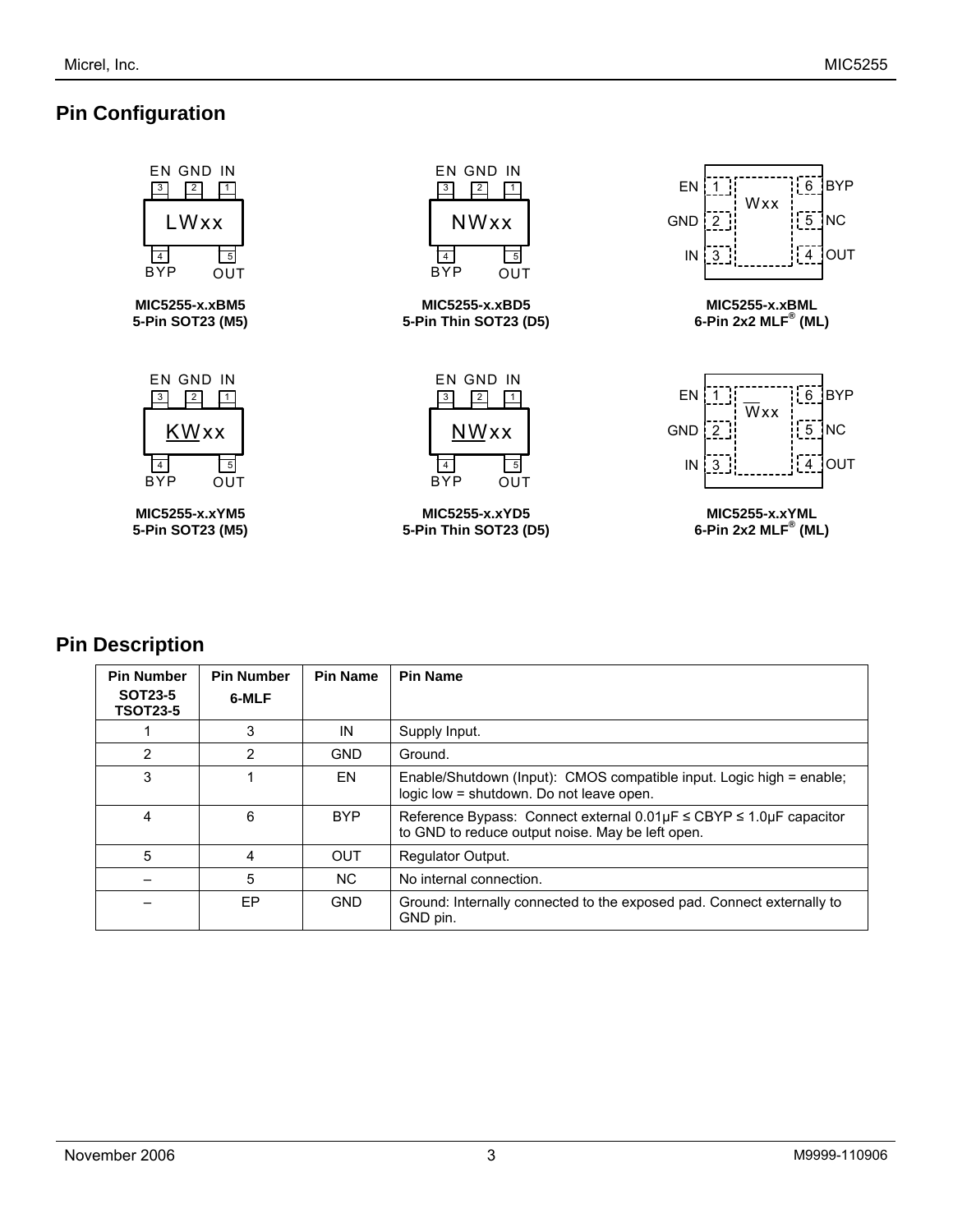## Pin Configuration

EN GND IN

LWxx

BYP OUT

**MIC5255-x.xBM5**
**5-Pin SOT23 (M5)**

EN GND IN

NWxx

BYP OUT

**MIC5255-x.xBD5**
**5-Pin Thin SOT23 (D5)**

EN 1 | 6 BYP
GND 2 | Wxx | 5 NC
IN 3 | 4 OUT

**MIC5255-x.xBML**
**6-Pin 2x2 MLF® (ML)**

EN GND IN

KWxx

BYP OUT

**MIC5255-x.xYM5**
**5-Pin SOT23 (M5)**

EN GND IN

NWxx

BYP OUT

**MIC5255-x.xYD5**
**5-Pin Thin SOT23 (D5)**

EN 1 | 6 BYP
GND 2 | Wxx | 5 NC
IN 3 | 4 OUT

**MIC5255-x.xYML**
**6-Pin 2x2 MLF® (ML)**

## Pin Description

| Pin Number SOT23-5 TSOT23-5 | Pin Number 6-MLF | Pin Name | Pin Name |
|---|---|---|---|
| 1 | 3 | IN | Supply Input. |
| 2 | 2 | GND | Ground. |
| 3 | 1 | EN | Enable/Shutdown (Input): CMOS compatible input. Logic high = enable; logic low = shutdown. Do not leave open. |
| 4 | 6 | BYP | Reference Bypass: Connect external 0.01µF ≤ CBYP ≤ 1.0µF capacitor to GND to reduce output noise. May be left open. |
| 5 | 4 | OUT | Regulator Output. |
| – | 5 | NC | No internal connection. |
| – | EP | GND | Ground: Internally connected to the exposed pad. Connect externally to GND pin. |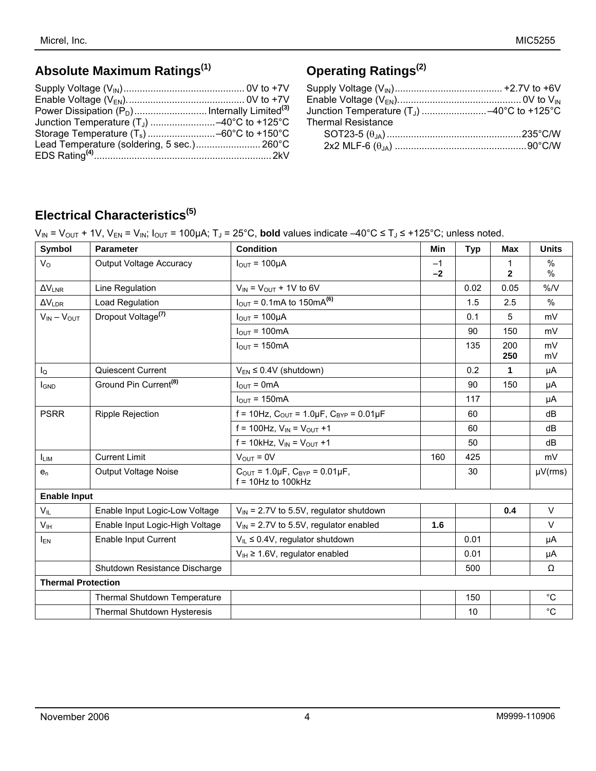## Absolute Maximum Ratings[1]

Supply Voltage ($V_{IN}$) ............................................ 0V to +7V
Enable Voltage ($V_{EN}$). .......................................... 0V to +7V
Power Dissipation ($P_D$) ........................... Internally Limited[3]
Junction Temperature ($T_J$) ........................ –40°C to +125°C
Storage Temperature ($T_s$) ......................... –60°C to +150°C
Lead Temperature (soldering, 5 sec.) ........................ 260°C
EDS Rating[4] ................................................................. 2kV

## Operating Ratings[2]

Supply Voltage ($V_{IN}$) ........................................ +2.7V to +6V
Enable Voltage ($V_{EN}$). ............................................ 0V to $V_{IN}$
Junction Temperature ($T_J$) ........................ –40°C to +125°C
Thermal Resistance
  SOT23-5 ($\theta_{JA}$) .................................................. 235°C/W
  2x2 MLF-6 ($\theta_{JA}$) ................................................ 90°C/W

## Electrical Characteristics[5]

$V_{IN} = V_{OUT} + 1V$, $V_{EN} = V_{IN}$; $I_{OUT} = 100\mu A$; $T_J = 25°C$, **bold** values indicate $–40°C \le T_J \le +125°C$; unless noted.

| Symbol | Parameter | Condition | Min | Typ | Max | Units |
|---|---|---|---|---|---|---|
| $V_O$ | Output Voltage Accuracy | $I_{OUT} = 100\mu A$ | –1<br>**–2** | | 1<br>**2** | %<br>% |
| $\Delta V_{LNR}$ | Line Regulation | $V_{IN} = V_{OUT}$ + 1V to 6V | | 0.02 | 0.05 | %/V |
| $\Delta V_{LDR}$ | Load Regulation | $I_{OUT}$ = 0.1mA to 150mA[6] | | 1.5 | 2.5 | % |
| $V_{IN} – V_{OUT}$ | Dropout Voltage[7] | $I_{OUT} = 100\mu A$ | | 0.1 | 5 | mV |
| | | $I_{OUT}$ = 100mA | | 90 | 150 | mV |
| | | $I_{OUT}$ = 150mA | | 135 | 200<br>**250** | mV<br>mV |
| $I_Q$ | Quiescent Current | $V_{EN} \le 0.4V$ (shutdown) | | 0.2 | **1** | µA |
| $I_{GND}$ | Ground Pin Current[8] | $I_{OUT}$ = 0mA | | 90 | 150 | µA |
| | | $I_{OUT}$ = 150mA | | 117 | | µA |
| PSRR | Ripple Rejection | f = 10Hz, $C_{OUT} = 1.0\mu F$, $C_{BYP} = 0.01\mu F$ | | 60 | | dB |
| | | f = 100Hz, $V_{IN} = V_{OUT}$ +1 | | 60 | | dB |
| | | f = 10kHz, $V_{IN} = V_{OUT}$ +1 | | 50 | | dB |
| $I_{LIM}$ | Current Limit | $V_{OUT}$ = 0V | 160 | 425 | | mV |
| $e_n$ | Output Voltage Noise | $C_{OUT} = 1.0\mu F$, $C_{BYP} = 0.01\mu F$,<br>f = 10Hz to 100kHz | | 30 | | µV(rms) |
| **Enable Input** | | | | | | |
| $V_{IL}$ | Enable Input Logic-Low Voltage | $V_{IN}$ = 2.7V to 5.5V, regulator shutdown | | | **0.4** | V |
| $V_{IH}$ | Enable Input Logic-High Voltage | $V_{IN}$ = 2.7V to 5.5V, regulator enabled | **1.6** | | | V |
| $I_{EN}$ | Enable Input Current | $V_{IL} \le 0.4V$, regulator shutdown | | 0.01 | | µA |
| | | $V_{IH} \ge 1.6V$, regulator enabled | | 0.01 | | µA |
| | Shutdown Resistance Discharge | | | 500 | | Ω |
| **Thermal Protection** | | | | | | |
| | Thermal Shutdown Temperature | | | 150 | | °C |
| | Thermal Shutdown Hysteresis | | | 10 | | °C |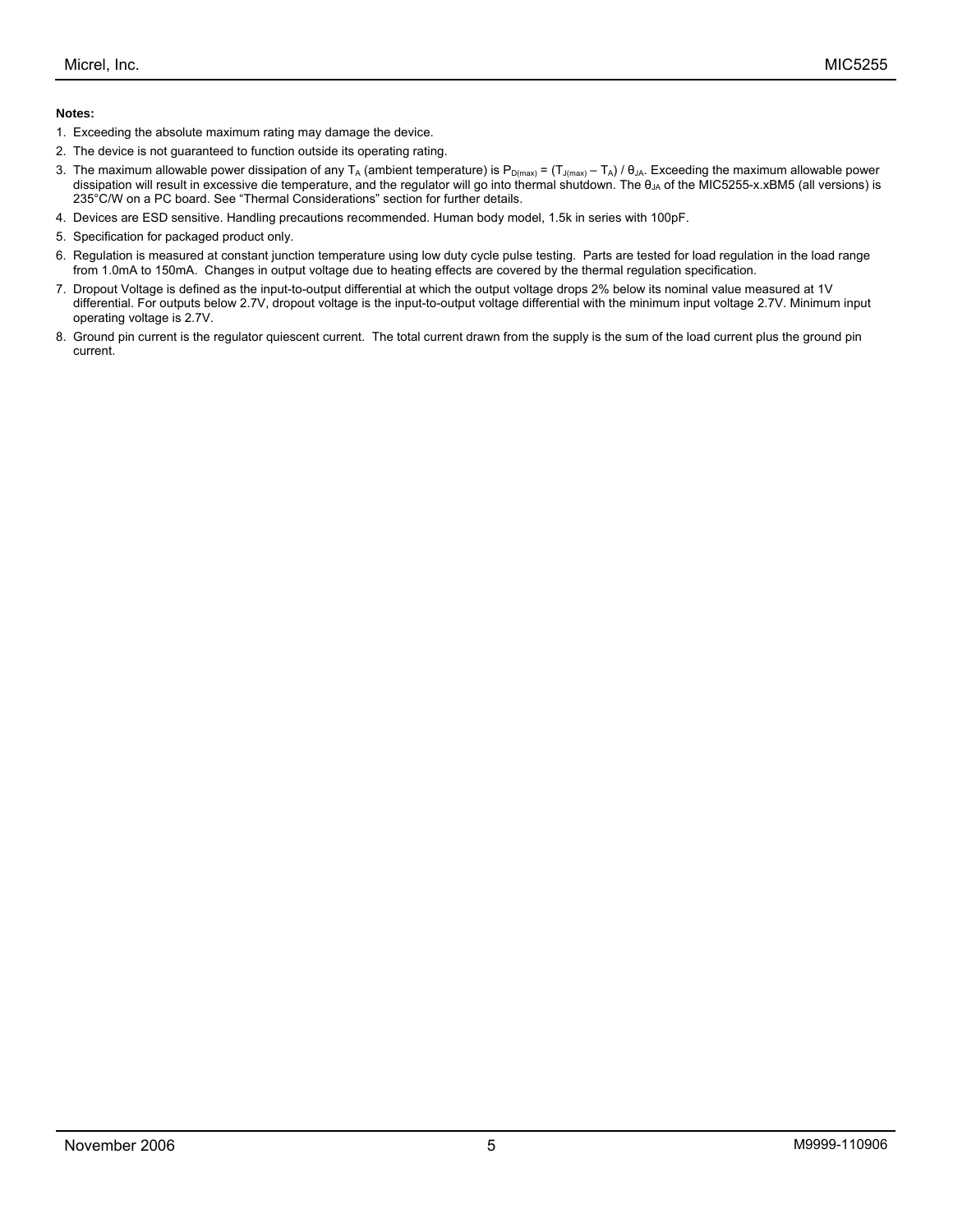**Notes:**

1. Exceeding the absolute maximum rating may damage the device.
2. The device is not guaranteed to function outside its operating rating.
3. The maximum allowable power dissipation of any $T_A$ (ambient temperature) is $P_{D(max)} = (T_{J(max)} – T_A) / \theta_{JA}$. Exceeding the maximum allowable power dissipation will result in excessive die temperature, and the regulator will go into thermal shutdown. The $\theta_{JA}$ of the MIC5255-x.xBM5 (all versions) is 235°C/W on a PC board. See "Thermal Considerations" section for further details.
4. Devices are ESD sensitive. Handling precautions recommended. Human body model, 1.5k in series with 100pF.
5. Specification for packaged product only.
6. Regulation is measured at constant junction temperature using low duty cycle pulse testing. Parts are tested for load regulation in the load range from 1.0mA to 150mA. Changes in output voltage due to heating effects are covered by the thermal regulation specification.
7. Dropout Voltage is defined as the input-to-output differential at which the output voltage drops 2% below its nominal value measured at 1V differential. For outputs below 2.7V, dropout voltage is the input-to-output voltage differential with the minimum input voltage 2.7V. Minimum input operating voltage is 2.7V.
8. Ground pin current is the regulator quiescent current. The total current drawn from the supply is the sum of the load current plus the ground pin current.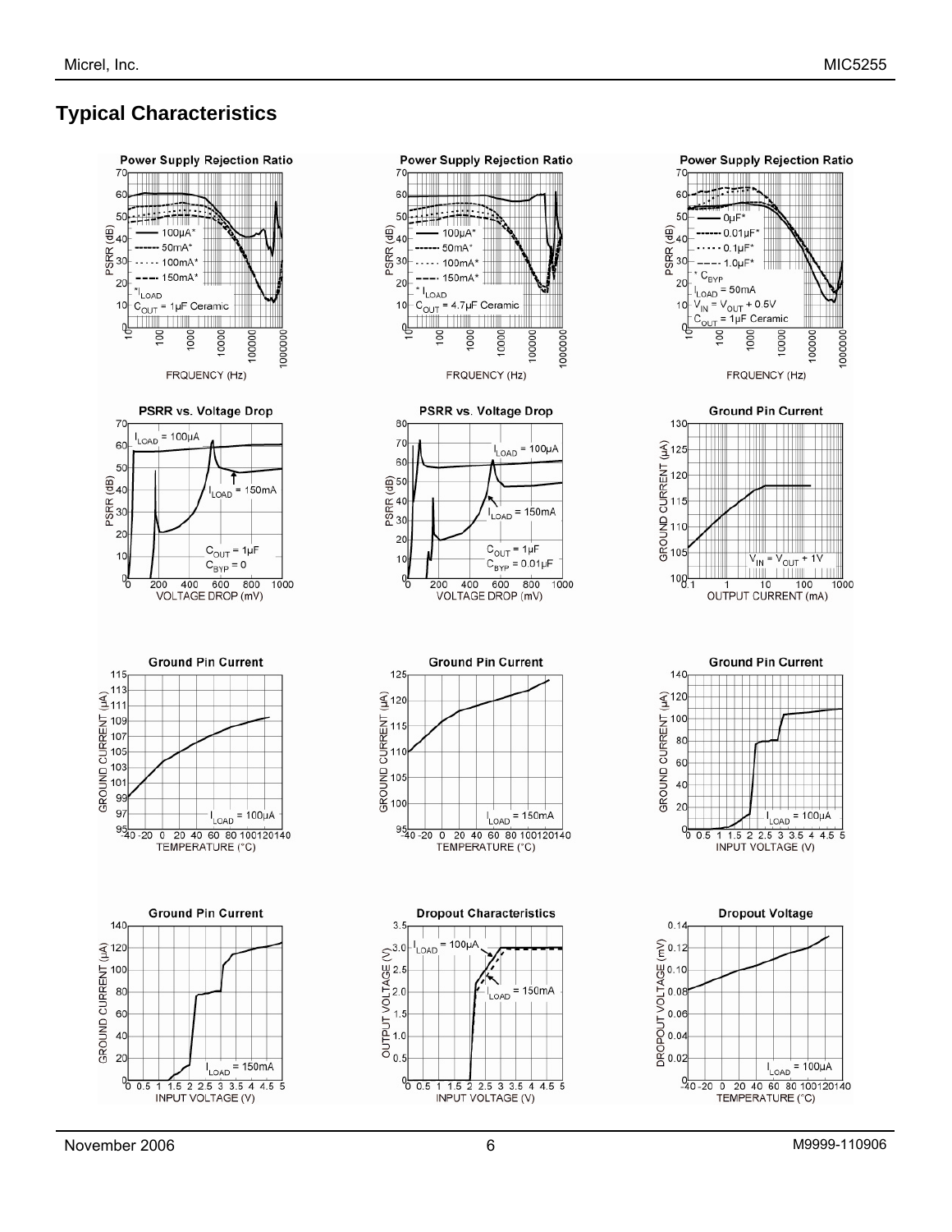## Typical Characteristics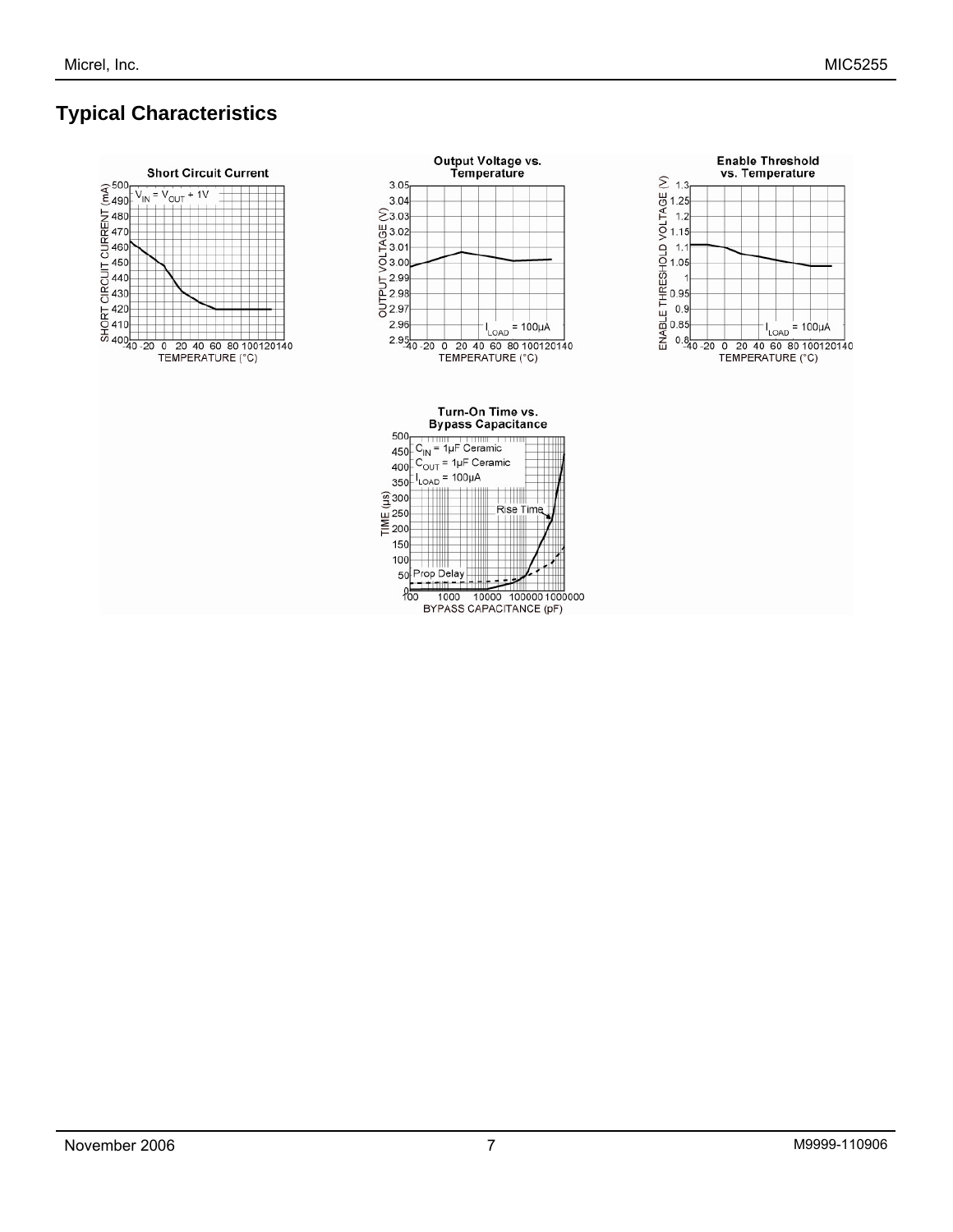## Typical Characteristics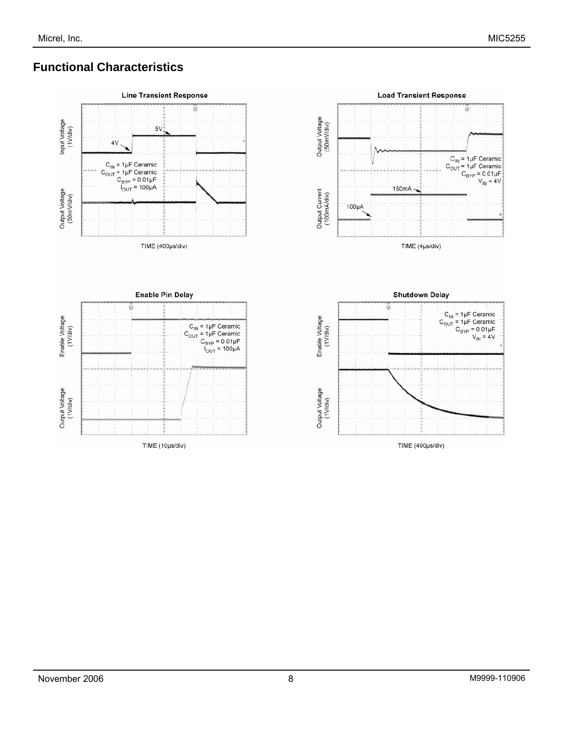## Functional Characteristics

**Line Transient Response**

Input Voltage (1V/div)

5V

4V

$C_{IN}$ = 1µF Ceramic
$C_{OUT}$ = 1µF Ceramic
$C_{BYP}$ = 0.01µF
$I_{OUT}$ = 100µA

Output Voltage (50mV/div)

TIME (400µs/div)

**Load Transient Response**

Output Voltage (50mV/div)

$C_{IN}$ = 1µF Ceramic
$C_{OUT}$ = 1µF Ceramic
$C_{BYP}$ = 0.01µF
$V_{IN}$ = 4V

150mA

100µA

Output Current (100mA/div)

TIME (4µs/div)

**Enable Pin Delay**

Enable Voltage (1V/div)

$C_{IN}$ = 1µF Ceramic
$C_{OUT}$ = 1µF Ceramic
$C_{BYP}$ = 0.01µF
$I_{OUT}$ = 100µA

Output Voltage (1V/div)

TIME (10µs/div)

**Shutdown Delay**

Enable Voltage (1V/div)

$C_{IN}$ = 1µF Ceramic
$C_{OUT}$ = 1µF Ceramic
$C_{BYP}$ = 0.01µF
$V_{IN}$ = 4V

Output Voltage (1V/div)

TIME (400µs/div)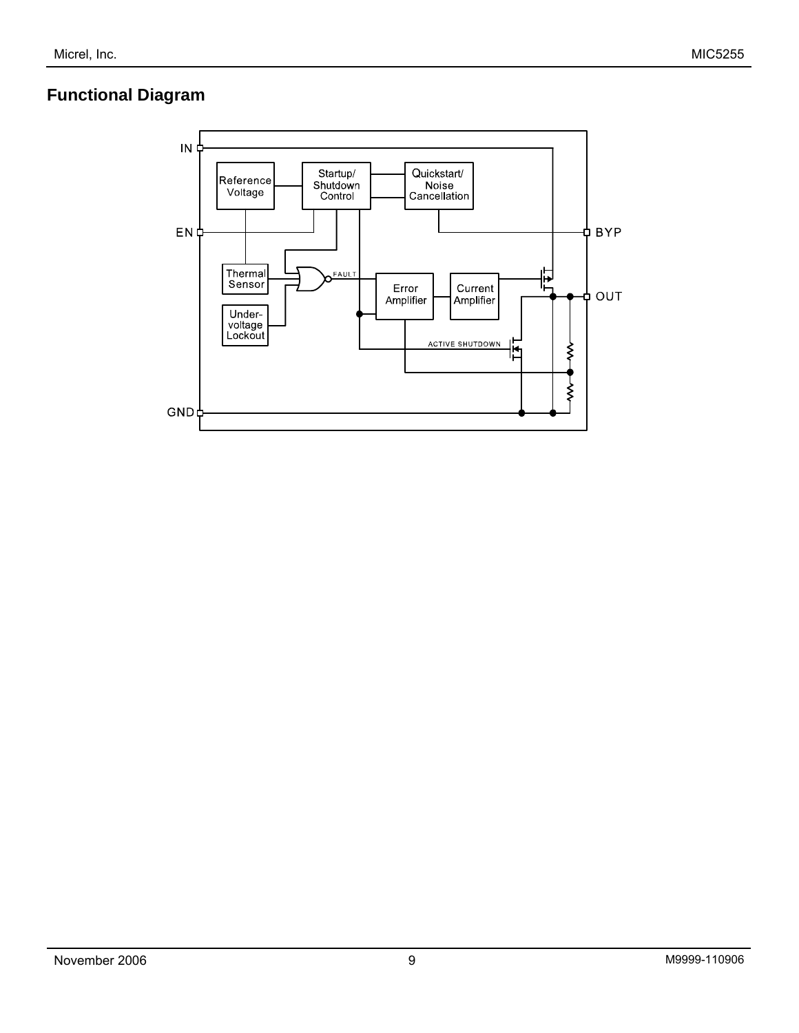## Functional Diagram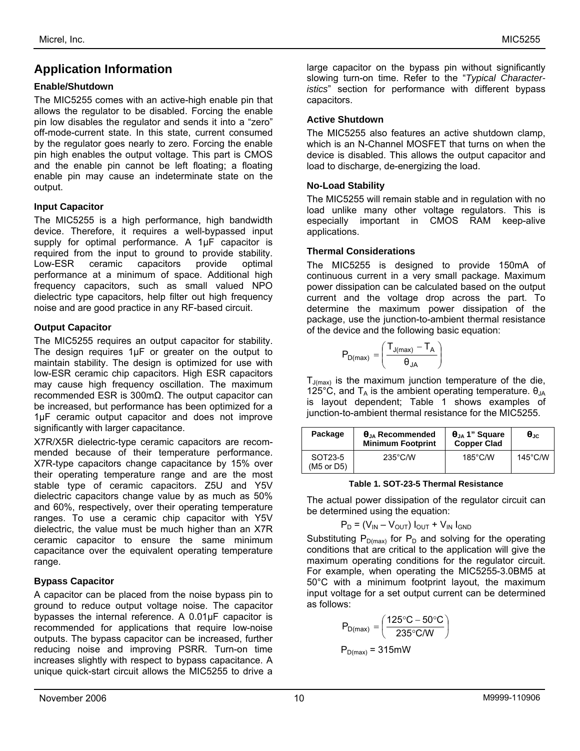## Application Information

### Enable/Shutdown

The MIC5255 comes with an active-high enable pin that allows the regulator to be disabled. Forcing the enable pin low disables the regulator and sends it into a "zero" off-mode-current state. In this state, current consumed by the regulator goes nearly to zero. Forcing the enable pin high enables the output voltage. This part is CMOS and the enable pin cannot be left floating; a floating enable pin may cause an indeterminate state on the output.

### Input Capacitor

The MIC5255 is a high performance, high bandwidth device. Therefore, it requires a well-bypassed input supply for optimal performance. A 1µF capacitor is required from the input to ground to provide stability. Low-ESR ceramic capacitors provide optimal performance at a minimum of space. Additional high frequency capacitors, such as small valued NPO dielectric type capacitors, help filter out high frequency noise and are good practice in any RF-based circuit.

### Output Capacitor

The MIC5255 requires an output capacitor for stability. The design requires 1µF or greater on the output to maintain stability. The design is optimized for use with low-ESR ceramic chip capacitors. High ESR capacitors may cause high frequency oscillation. The maximum recommended ESR is 300mΩ. The output capacitor can be increased, but performance has been optimized for a 1µF ceramic output capacitor and does not improve significantly with larger capacitance.

X7R/X5R dielectric-type ceramic capacitors are recommended because of their temperature performance. X7R-type capacitors change capacitance by 15% over their operating temperature range and are the most stable type of ceramic capacitors. Z5U and Y5V dielectric capacitors change value by as much as 50% and 60%, respectively, over their operating temperature ranges. To use a ceramic chip capacitor with Y5V dielectric, the value must be much higher than an X7R ceramic capacitor to ensure the same minimum capacitance over the equivalent operating temperature range.

### Bypass Capacitor

A capacitor can be placed from the noise bypass pin to ground to reduce output voltage noise. The capacitor bypasses the internal reference. A 0.01µF capacitor is recommended for applications that require low-noise outputs. The bypass capacitor can be increased, further reducing noise and improving PSRR. Turn-on time increases slightly with respect to bypass capacitance. A unique quick-start circuit allows the MIC5255 to drive a large capacitor on the bypass pin without significantly slowing turn-on time. Refer to the "*Typical Characteristics*" section for performance with different bypass capacitors.

### Active Shutdown

The MIC5255 also features an active shutdown clamp, which is an N-Channel MOSFET that turns on when the device is disabled. This allows the output capacitor and load to discharge, de-energizing the load.

### No-Load Stability

The MIC5255 will remain stable and in regulation with no load unlike many other voltage regulators. This is especially important in CMOS RAM keep-alive applications.

### Thermal Considerations

The MIC5255 is designed to provide 150mA of continuous current in a very small package. Maximum power dissipation can be calculated based on the output current and the voltage drop across the part. To determine the maximum power dissipation of the package, use the junction-to-ambient thermal resistance of the device and the following basic equation:

$$P_{D(max)} = \left( \frac{T_{J(max)} - T_A}{\theta_{JA}} \right)$$

$T_{J(max)}$ is the maximum junction temperature of the die, 125°C, and $T_A$ is the ambient operating temperature. $\theta_{JA}$ is layout dependent; Table 1 shows examples of junction-to-ambient thermal resistance for the MIC5255.

| Package | $\theta_{JA}$ Recommended Minimum Footprint | $\theta_{JA}$ 1" Square Copper Clad | $\theta_{JC}$ |
|---|---|---|---|
| SOT23-5 (M5 or D5) | 235°C/W | 185°C/W | 145°C/W |

**Table 1. SOT-23-5 Thermal Resistance**

The actual power dissipation of the regulator circuit can be determined using the equation:

$$P_D = (V_{IN} - V_{OUT})\, I_{OUT} + V_{IN}\, I_{GND}$$

Substituting $P_{D(max)}$ for $P_D$ and solving for the operating conditions that are critical to the application will give the maximum operating conditions for the regulator circuit. For example, when operating the MIC5255-3.0BM5 at 50°C with a minimum footprint layout, the maximum input voltage for a set output current can be determined as follows:

$$P_{D(max)} = \left( \frac{125^\circ C - 50^\circ C}{235^\circ C/W} \right)$$

$$P_{D(max)} = 315mW$$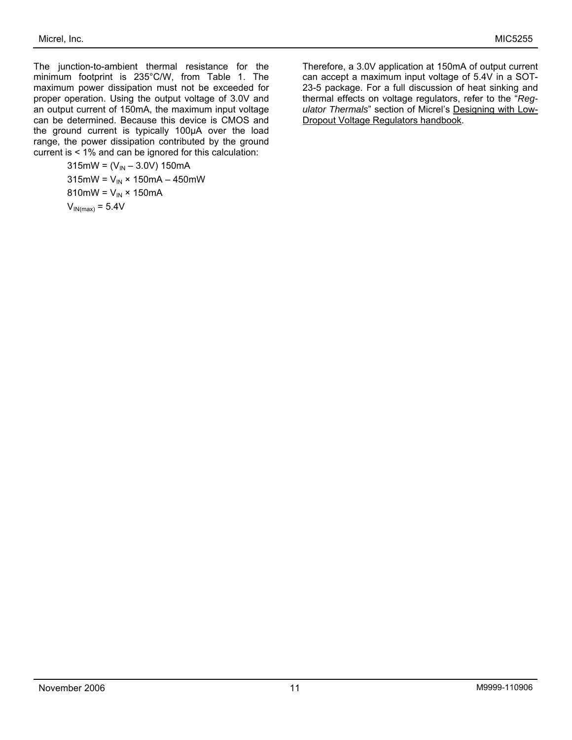The junction-to-ambient thermal resistance for the minimum footprint is 235°C/W, from Table 1. The maximum power dissipation must not be exceeded for proper operation. Using the output voltage of 3.0V and an output current of 150mA, the maximum input voltage can be determined. Because this device is CMOS and the ground current is typically 100µA over the load range, the power dissipation contributed by the ground current is < 1% and can be ignored for this calculation:

$$315\text{mW} = (V_{IN} - 3.0\text{V})\ 150\text{mA}$$

$$315\text{mW} = V_{IN} \times 150\text{mA} - 450\text{mW}$$

$$810\text{mW} = V_{IN} \times 150\text{mA}$$

$$V_{IN(max)} = 5.4\text{V}$$

Therefore, a 3.0V application at 150mA of output current can accept a maximum input voltage of 5.4V in a SOT-23-5 package. For a full discussion of heat sinking and thermal effects on voltage regulators, refer to the "*Regulator Thermals*" section of Micrel's Designing with Low-Dropout Voltage Regulators handbook.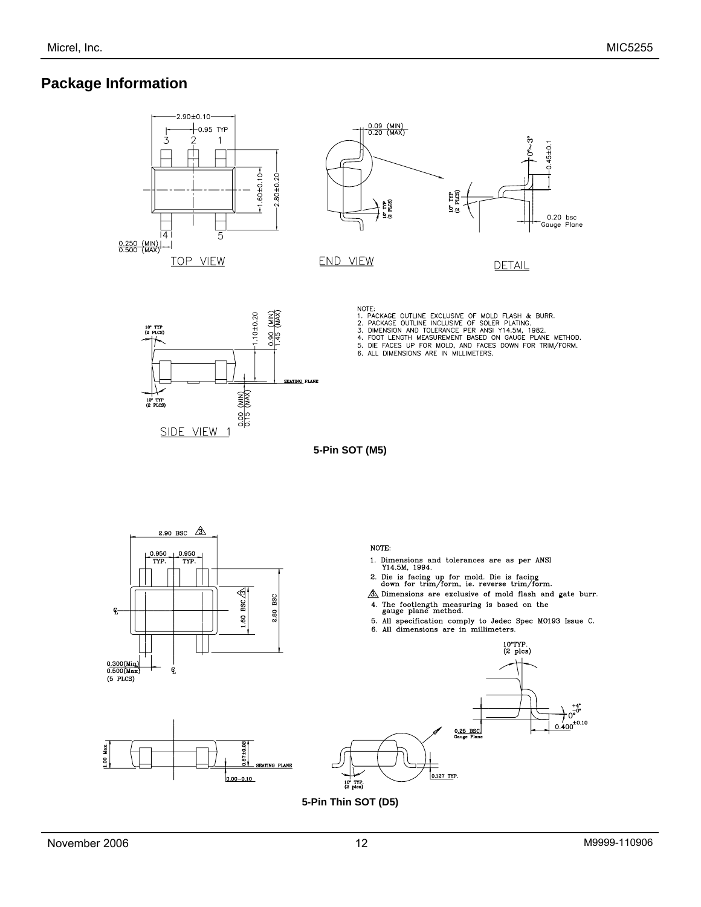## Package Information

NOTE:
1. PACKAGE OUTLINE EXCLUSIVE OF MOLD FLASH & BURR.
2. PACKAGE OUTLINE INCLUSIVE OF SOLER PLATING.
3. DIMENSION AND TOLERANCE PER ANSI Y14.5M, 1982.
4. FOOT LENGTH MEASUREMENT BASED ON GAUGE PLANE METHOD.
5. DIE FACES UP FOR MOLD, AND FACES DOWN FOR TRIM/FORM.
6. ALL DIMENSIONS ARE IN MILLIMETERS.

**5-Pin SOT (M5)**

NOTE:
1. Dimensions and tolerances are as per ANSI Y14.5M, 1994.
2. Die is facing up for mold. Die is facing down for trim/form, ie. reverse trim/form.
3. Dimensions are exclusive of mold flash and gate burr.
4. The footlength measuring is based on the gauge plane method.
5. All specification comply to Jedec Spec MO193 Issue C.
6. All dimensions are in millimeters.

**5-Pin Thin SOT (D5)**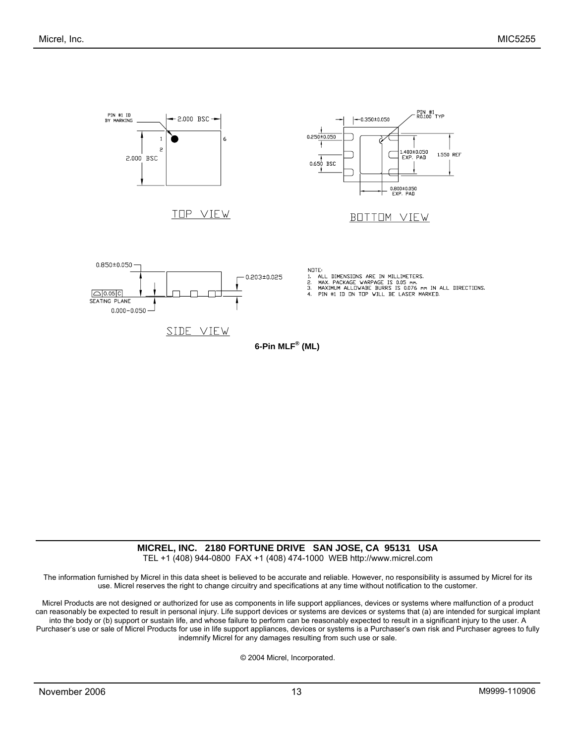PIN #1 ID BY MARKING

2.000 BSC

1

2

6

2.000 BSC

TOP VIEW

0.350±0.050

PIN #1 R0.100 TYP

0.250±0.050

1.400±0.050 EXP. PAD

1.550 REF

0.650 BSC

0.800±0.050 EXP. PAD

BOTTOM VIEW

0.850±0.050

0.203±0.025

0.05 C

SEATING PLANE

0.000-0.050

SIDE VIEW

NOTE:

1. ALL DIMENSIONS ARE IN MILLIMETERS.
2. MAX. PACKAGE WARPAGE IS 0.05 mm.
3. MAXIMUM ALLOWABE BURRS IS 0.076 mm IN ALL DIRECTIONS.
4. PIN #1 ID ON TOP WILL BE LASER MARKED.

**6-Pin MLF® (ML)**

---

**MICREL, INC. 2180 FORTUNE DRIVE SAN JOSE, CA 95131 USA**

TEL +1 (408) 944-0800 FAX +1 (408) 474-1000 WEB http://www.micrel.com

The information furnished by Micrel in this data sheet is believed to be accurate and reliable. However, no responsibility is assumed by Micrel for its use. Micrel reserves the right to change circuitry and specifications at any time without notification to the customer.

Micrel Products are not designed or authorized for use as components in life support appliances, devices or systems where malfunction of a product can reasonably be expected to result in personal injury. Life support devices or systems are devices or systems that (a) are intended for surgical implant into the body or (b) support or sustain life, and whose failure to perform can be reasonably expected to result in a significant injury to the user. A Purchaser's use or sale of Micrel Products for use in life support appliances, devices or systems is a Purchaser's own risk and Purchaser agrees to fully indemnify Micrel for any damages resulting from such use or sale.

© 2004 Micrel, Incorporated.